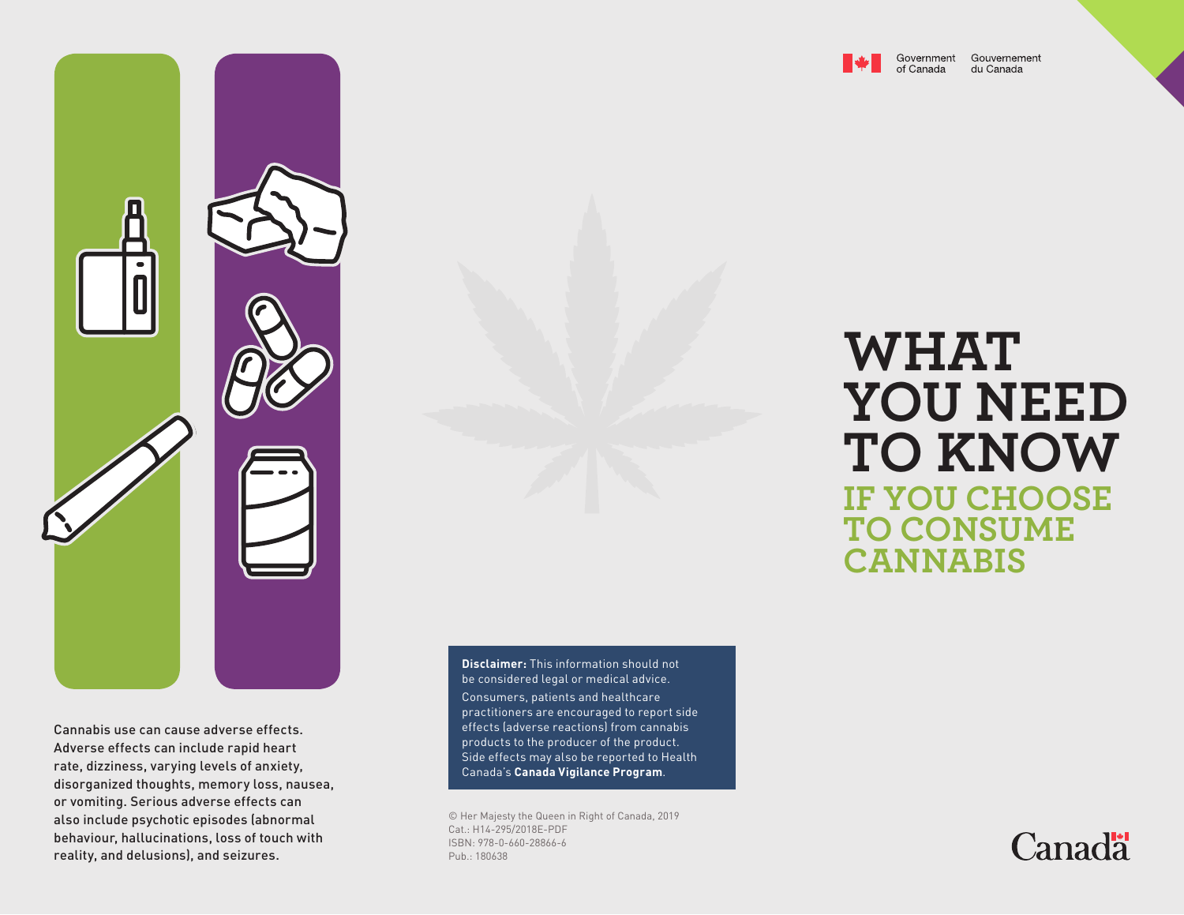Government of Canada Gouvernement du Canada

# WHAT YOU NEED TO KNOW

## IF YOU CHOOSE TO CONSUME CANNABIS

Cannabis use can cause adverse effects. Adverse effects can include rapid heart rate, dizziness, varying levels of anxiety, disorganized thoughts, memory loss, nausea, or vomiting. Serious adverse effects can also include psychotic episodes (abnormal behaviour, hallucinations, loss of touch with reality, and delusions), and seizures.

**Disclaimer:** This information should not be considered legal or medical advice.

Consumers, patients and healthcare practitioners are encouraged to report side effects (adverse reactions) from cannabis products to the producer of the product. Side effects may also be reported to Health Canada's **Canada Vigilance Program**.

© Her Majesty the Queen in Right of Canada, 2019
Cat.: H14-295/2018E-PDF
ISBN: 978-0-660-28866-6
Pub.: 180638

Canada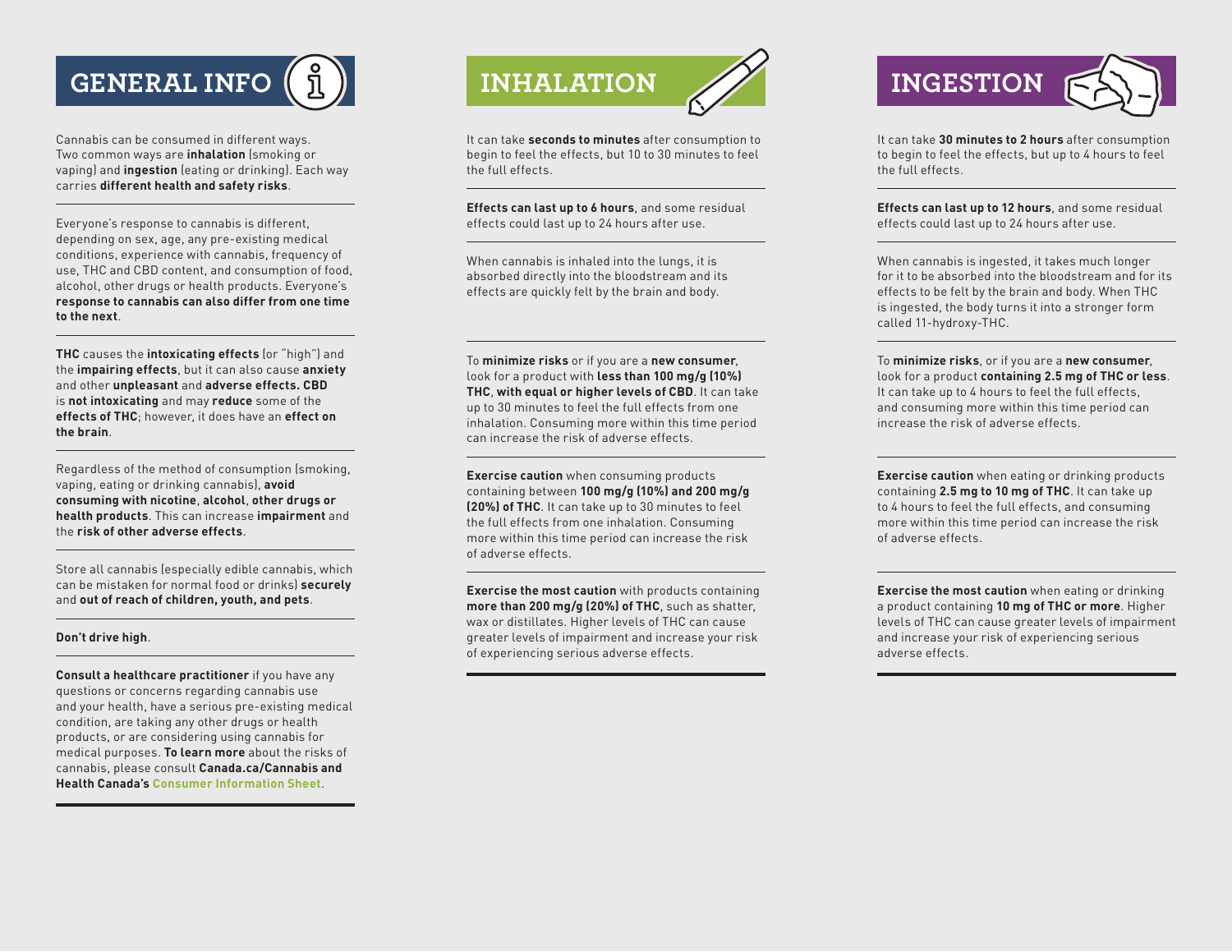## GENERAL INFO

Cannabis can be consumed in different ways. Two common ways are **inhalation** (smoking or vaping) and **ingestion** (eating or drinking). Each way carries **different health and safety risks**.

Everyone's response to cannabis is different, depending on sex, age, any pre-existing medical conditions, experience with cannabis, frequency of use, THC and CBD content, and consumption of food, alcohol, other drugs or health products. Everyone's **response to cannabis can also differ from one time to the next**.

**THC** causes the **intoxicating effects** (or "high") and the **impairing effects**, but it can also cause **anxiety** and other **unpleasant** and **adverse effects. CBD** is **not intoxicating** and may **reduce** some of the **effects of THC**; however, it does have an **effect on the brain**.

Regardless of the method of consumption (smoking, vaping, eating or drinking cannabis), **avoid consuming with nicotine**, **alcohol**, **other drugs or health products**. This can increase **impairment** and the **risk of other adverse effects**.

Store all cannabis (especially edible cannabis, which can be mistaken for normal food or drinks) **securely** and **out of reach of children, youth, and pets**.

**Don't drive high**.

**Consult a healthcare practitioner** if you have any questions or concerns regarding cannabis use and your health, have a serious pre-existing medical condition, are taking any other drugs or health products, or are considering using cannabis for medical purposes. **To learn more** about the risks of cannabis, please consult **Canada.ca/Cannabis and Health Canada's Consumer Information Sheet**.

## INHALATION

It can take **seconds to minutes** after consumption to begin to feel the effects, but 10 to 30 minutes to feel the full effects.

**Effects can last up to 6 hours**, and some residual effects could last up to 24 hours after use.

When cannabis is inhaled into the lungs, it is absorbed directly into the bloodstream and its effects are quickly felt by the brain and body.

To **minimize risks** or if you are a **new consumer**, look for a product with **less than 100 mg/g (10%) THC**, **with equal or higher levels of CBD**. It can take up to 30 minutes to feel the full effects from one inhalation. Consuming more within this time period can increase the risk of adverse effects.

**Exercise caution** when consuming products containing between **100 mg/g (10%) and 200 mg/g (20%) of THC**. It can take up to 30 minutes to feel the full effects from one inhalation. Consuming more within this time period can increase the risk of adverse effects.

**Exercise the most caution** with products containing **more than 200 mg/g (20%) of THC**, such as shatter, wax or distillates. Higher levels of THC can cause greater levels of impairment and increase your risk of experiencing serious adverse effects.

## INGESTION

It can take **30 minutes to 2 hours** after consumption to begin to feel the effects, but up to 4 hours to feel the full effects.

**Effects can last up to 12 hours**, and some residual effects could last up to 24 hours after use.

When cannabis is ingested, it takes much longer for it to be absorbed into the bloodstream and for its effects to be felt by the brain and body. When THC is ingested, the body turns it into a stronger form called 11-hydroxy-THC.

To **minimize risks**, or if you are a **new consumer**, look for a product **containing 2.5 mg of THC or less**. It can take up to 4 hours to feel the full effects, and consuming more within this time period can increase the risk of adverse effects.

**Exercise caution** when eating or drinking products containing **2.5 mg to 10 mg of THC**. It can take up to 4 hours to feel the full effects, and consuming more within this time period can increase the risk of adverse effects.

**Exercise the most caution** when eating or drinking a product containing **10 mg of THC or more**. Higher levels of THC can cause greater levels of impairment and increase your risk of experiencing serious adverse effects.